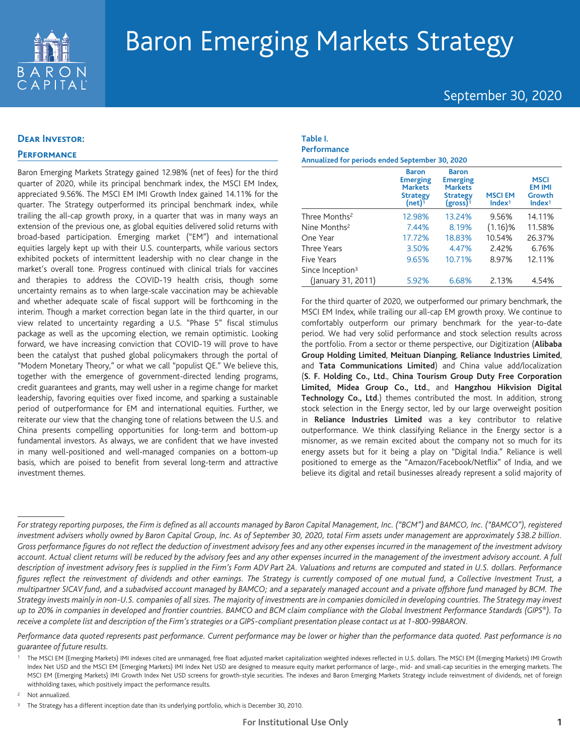# Baron Emerging Markets Strategy

September 30, 2020

## Dear Investor:

## Performance

Baron Emerging Markets Strategy gained 12.98% (net of fees) for the third quarter of 2020, while its principal benchmark index, the MSCI EM Index, appreciated 9.56%. The MSCI EM IMI Growth Index gained 14.11% for the quarter. The Strategy outperformed its principal benchmark index, while trailing the all-cap growth proxy, in a quarter that was in many ways an extension of the previous one, as global equities delivered solid returns with broad-based participation. Emerging market ("EM") and international equities largely kept up with their U.S. counterparts, while various sectors exhibited pockets of intermittent leadership with no clear change in the market's overall tone. Progress continued with clinical trials for vaccines and therapies to address the COVID-19 health crisis, though some uncertainty remains as to when large-scale vaccination may be achievable and whether adequate scale of fiscal support will be forthcoming in the interim. Though a market correction began late in the third quarter, in our view related to uncertainty regarding a U.S. "Phase 5" fiscal stimulus package as well as the upcoming election, we remain optimistic. Looking forward, we have increasing conviction that COVID-19 will prove to have been the catalyst that pushed global policymakers through the portal of "Modern Monetary Theory," or what we call "populist QE." We believe this, together with the emergence of government-directed lending programs, credit guarantees and grants, may well usher in a regime change for market leadership, favoring equities over fixed income, and sparking a sustainable period of outperformance for EM and international equities. Further, we reiterate our view that the changing tone of relations between the U.S. and China presents compelling opportunities for long-term and bottom-up fundamental investors. As always, we are confident that we have invested in many well-positioned and well-managed companies on a bottom-up basis, which are poised to benefit from several long-term and attractive investment themes.

**Table I.**
**Performance**
**Annualized for periods ended September 30, 2020**

| | Baron Emerging Markets Strategy (net)[1] | Baron Emerging Markets Strategy (gross)[1] | MSCI EM Index[1] | MSCI EM IMI Growth Index[1] |
|---|---|---|---|---|
| Three Months[2] | 12.98% | 13.24% | 9.56% | 14.11% |
| Nine Months[2] | 7.44% | 8.19% | (1.16)% | 11.58% |
| One Year | 17.72% | 18.83% | 10.54% | 26.37% |
| Three Years | 3.50% | 4.47% | 2.42% | 6.76% |
| Five Years | 9.65% | 10.71% | 8.97% | 12.11% |
| Since Inception[3] (January 31, 2011) | 5.92% | 6.68% | 2.13% | 4.54% |

For the third quarter of 2020, we outperformed our primary benchmark, the MSCI EM Index, while trailing our all-cap EM growth proxy. We continue to comfortably outperform our primary benchmark for the year-to-date period. We had very solid performance and stock selection results across the portfolio. From a sector or theme perspective, our Digitization (**Alibaba Group Holding Limited**, **Meituan Dianping**, **Reliance Industries Limited**, and **Tata Communications Limited**) and China value add/localization (**S. F. Holding Co., Ltd.**, **China Tourism Group Duty Free Corporation Limited, Midea Group Co., Ltd.**, and **Hangzhou Hikvision Digital Technology Co., Ltd.**) themes contributed the most. In addition, strong stock selection in the Energy sector, led by our large overweight position in **Reliance Industries Limited** was a key contributor to relative outperformance. We think classifying Reliance in the Energy sector is a misnomer, as we remain excited about the company not so much for its energy assets but for it being a play on "Digital India." Reliance is well positioned to emerge as the "Amazon/Facebook/Netflix" of India, and we believe its digital and retail businesses already represent a solid majority of

---

*For strategy reporting purposes, the Firm is defined as all accounts managed by Baron Capital Management, Inc. ("BCM") and BAMCO, Inc. ("BAMCO"), registered investment advisers wholly owned by Baron Capital Group, Inc. As of September 30, 2020, total Firm assets under management are approximately $38.2 billion. Gross performance figures do not reflect the deduction of investment advisory fees and any other expenses incurred in the management of the investment advisory account. Actual client returns will be reduced by the advisory fees and any other expenses incurred in the management of the investment advisory account. A full description of investment advisory fees is supplied in the Firm's Form ADV Part 2A. Valuations and returns are computed and stated in U.S. dollars. Performance figures reflect the reinvestment of dividends and other earnings. The Strategy is currently composed of one mutual fund, a Collective Investment Trust, a multipartner SICAV fund, and a subadvised account managed by BAMCO; and a separately managed account and a private offshore fund managed by BCM. The Strategy invests mainly in non-U.S. companies of all sizes. The majority of investments are in companies domiciled in developing countries. The Strategy may invest up to 20% in companies in developed and frontier countries. BAMCO and BCM claim compliance with the Global Investment Performance Standards (GIPS®). To receive a complete list and description of the Firm's strategies or a GIPS-compliant presentation please contact us at 1-800-99BARON.*

*Performance data quoted represents past performance. Current performance may be lower or higher than the performance data quoted. Past performance is no guarantee of future results.*

[1] The MSCI EM (Emerging Markets) IMI indexes cited are unmanaged, free float adjusted market capitalization weighted indexes reflected in U.S. dollars. The MSCI EM (Emerging Markets) IMI Growth Index Net USD and the MSCI EM (Emerging Markets) IMI Index Net USD are designed to measure equity market performance of large-, mid- and small-cap securities in the emerging markets. The MSCI EM (Emerging Markets) IMI Growth Index Net USD screens for growth-style securities. The indexes and Baron Emerging Markets Strategy include reinvestment of dividends, net of foreign withholding taxes, which positively impact the performance results.

[2] Not annualized.

[3] The Strategy has a different inception date than its underlying portfolio, which is December 30, 2010.

For Institutional Use Only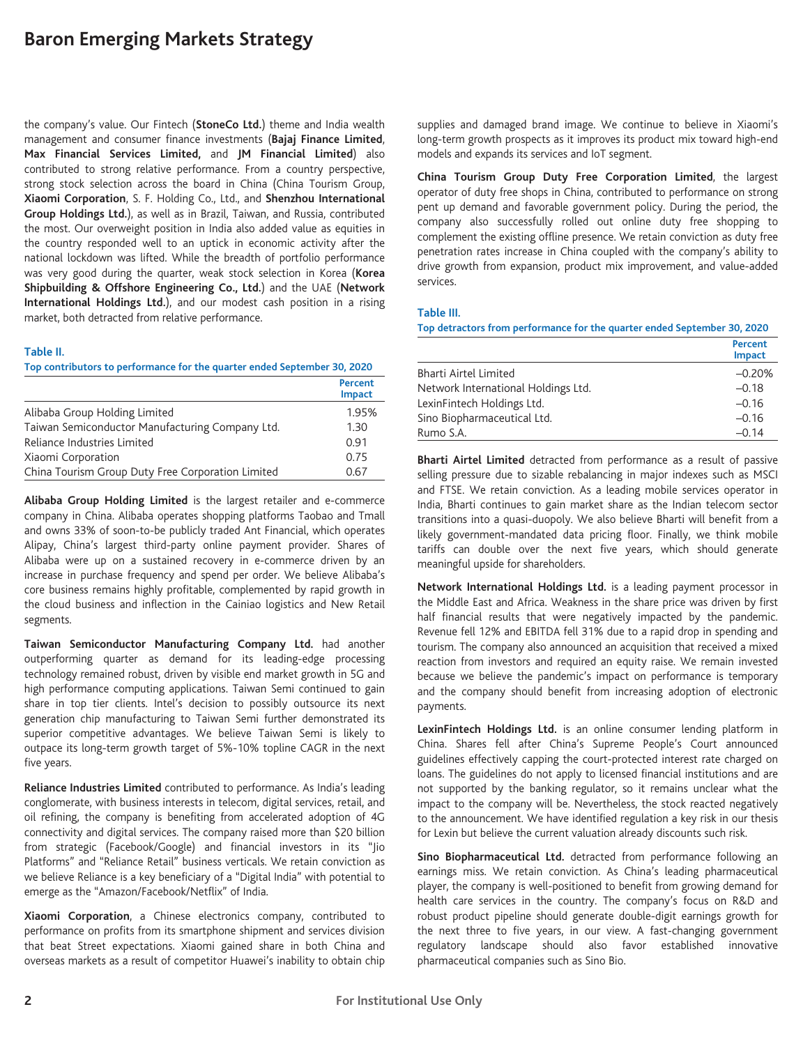the company's value. Our Fintech (**StoneCo Ltd.**) theme and India wealth management and consumer finance investments (**Bajaj Finance Limited**, **Max Financial Services Limited,** and **JM Financial Limited**) also contributed to strong relative performance. From a country perspective, strong stock selection across the board in China (China Tourism Group, **Xiaomi Corporation**, S. F. Holding Co., Ltd., and **Shenzhou International Group Holdings Ltd.**), as well as in Brazil, Taiwan, and Russia, contributed the most. Our overweight position in India also added value as equities in the country responded well to an uptick in economic activity after the national lockdown was lifted. While the breadth of portfolio performance was very good during the quarter, weak stock selection in Korea (**Korea Shipbuilding & Offshore Engineering Co., Ltd.**) and the UAE (**Network International Holdings Ltd.**), and our modest cash position in a rising market, both detracted from relative performance.

**Table II.**

**Top contributors to performance for the quarter ended September 30, 2020**

| | Percent Impact |
|---|---|
| Alibaba Group Holding Limited | 1.95% |
| Taiwan Semiconductor Manufacturing Company Ltd. | 1.30 |
| Reliance Industries Limited | 0.91 |
| Xiaomi Corporation | 0.75 |
| China Tourism Group Duty Free Corporation Limited | 0.67 |

**Alibaba Group Holding Limited** is the largest retailer and e-commerce company in China. Alibaba operates shopping platforms Taobao and Tmall and owns 33% of soon-to-be publicly traded Ant Financial, which operates Alipay, China's largest third-party online payment provider. Shares of Alibaba were up on a sustained recovery in e-commerce driven by an increase in purchase frequency and spend per order. We believe Alibaba's core business remains highly profitable, complemented by rapid growth in the cloud business and inflection in the Cainiao logistics and New Retail segments.

**Taiwan Semiconductor Manufacturing Company Ltd.** had another outperforming quarter as demand for its leading-edge processing technology remained robust, driven by visible end market growth in 5G and high performance computing applications. Taiwan Semi continued to gain share in top tier clients. Intel's decision to possibly outsource its next generation chip manufacturing to Taiwan Semi further demonstrated its superior competitive advantages. We believe Taiwan Semi is likely to outpace its long-term growth target of 5%-10% topline CAGR in the next five years.

**Reliance Industries Limited** contributed to performance. As India's leading conglomerate, with business interests in telecom, digital services, retail, and oil refining, the company is benefiting from accelerated adoption of 4G connectivity and digital services. The company raised more than $20 billion from strategic (Facebook/Google) and financial investors in its "Jio Platforms" and "Reliance Retail" business verticals. We retain conviction as we believe Reliance is a key beneficiary of a "Digital India" with potential to emerge as the "Amazon/Facebook/Netflix" of India.

**Xiaomi Corporation**, a Chinese electronics company, contributed to performance on profits from its smartphone shipment and services division that beat Street expectations. Xiaomi gained share in both China and overseas markets as a result of competitor Huawei's inability to obtain chip supplies and damaged brand image. We continue to believe in Xiaomi's long-term growth prospects as it improves its product mix toward high-end models and expands its services and IoT segment.

**China Tourism Group Duty Free Corporation Limited**, the largest operator of duty free shops in China, contributed to performance on strong pent up demand and favorable government policy. During the period, the company also successfully rolled out online duty free shopping to complement the existing offline presence. We retain conviction as duty free penetration rates increase in China coupled with the company's ability to drive growth from expansion, product mix improvement, and value-added services.

**Table III.**

**Top detractors from performance for the quarter ended September 30, 2020**

| | Percent Impact |
|---|---|
| Bharti Airtel Limited | –0.20% |
| Network International Holdings Ltd. | –0.18 |
| LexinFintech Holdings Ltd. | –0.16 |
| Sino Biopharmaceutical Ltd. | –0.16 |
| Rumo S.A. | –0.14 |

**Bharti Airtel Limited** detracted from performance as a result of passive selling pressure due to sizable rebalancing in major indexes such as MSCI and FTSE. We retain conviction. As a leading mobile services operator in India, Bharti continues to gain market share as the Indian telecom sector transitions into a quasi-duopoly. We also believe Bharti will benefit from a likely government-mandated data pricing floor. Finally, we think mobile tariffs can double over the next five years, which should generate meaningful upside for shareholders.

**Network International Holdings Ltd.** is a leading payment processor in the Middle East and Africa. Weakness in the share price was driven by first half financial results that were negatively impacted by the pandemic. Revenue fell 12% and EBITDA fell 31% due to a rapid drop in spending and tourism. The company also announced an acquisition that received a mixed reaction from investors and required an equity raise. We remain invested because we believe the pandemic's impact on performance is temporary and the company should benefit from increasing adoption of electronic payments.

**LexinFintech Holdings Ltd.** is an online consumer lending platform in China. Shares fell after China's Supreme People's Court announced guidelines effectively capping the court-protected interest rate charged on loans. The guidelines do not apply to licensed financial institutions and are not supported by the banking regulator, so it remains unclear what the impact to the company will be. Nevertheless, the stock reacted negatively to the announcement. We have identified regulation a key risk in our thesis for Lexin but believe the current valuation already discounts such risk.

**Sino Biopharmaceutical Ltd.** detracted from performance following an earnings miss. We retain conviction. As China's leading pharmaceutical player, the company is well-positioned to benefit from growing demand for health care services in the country. The company's focus on R&D and robust product pipeline should generate double-digit earnings growth for the next three to five years, in our view. A fast-changing government regulatory landscape should also favor established innovative pharmaceutical companies such as Sino Bio.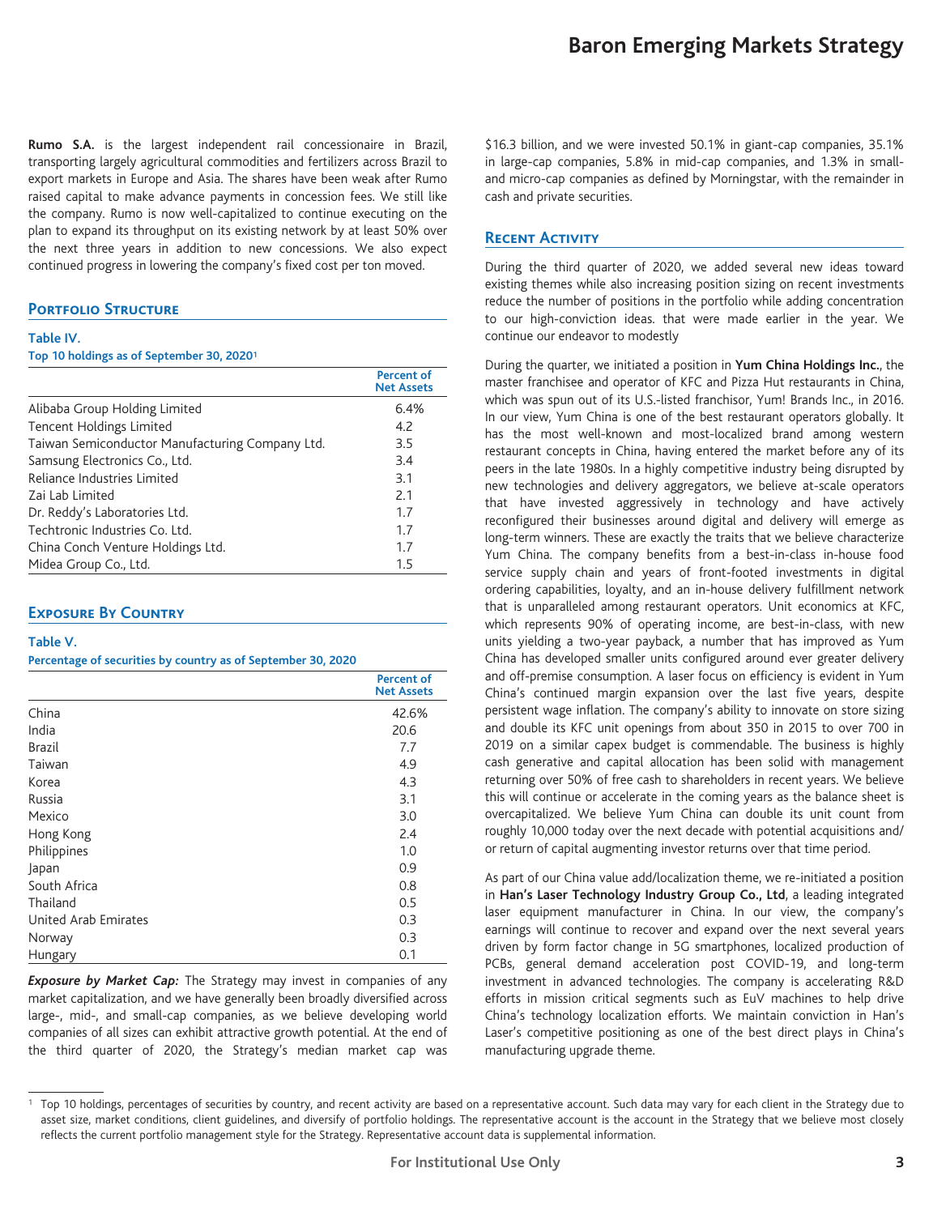**Rumo S.A.** is the largest independent rail concessionaire in Brazil, transporting largely agricultural commodities and fertilizers across Brazil to export markets in Europe and Asia. The shares have been weak after Rumo raised capital to make advance payments in concession fees. We still like the company. Rumo is now well-capitalized to continue executing on the plan to expand its throughput on its existing network by at least 50% over the next three years in addition to new concessions. We also expect continued progress in lowering the company's fixed cost per ton moved.

## Portfolio Structure

**Table IV.**
**Top 10 holdings as of September 30, 2020**[1]

| | Percent of Net Assets |
|---|---|
| Alibaba Group Holding Limited | 6.4% |
| Tencent Holdings Limited | 4.2 |
| Taiwan Semiconductor Manufacturing Company Ltd. | 3.5 |
| Samsung Electronics Co., Ltd. | 3.4 |
| Reliance Industries Limited | 3.1 |
| Zai Lab Limited | 2.1 |
| Dr. Reddy's Laboratories Ltd. | 1.7 |
| Techtronic Industries Co. Ltd. | 1.7 |
| China Conch Venture Holdings Ltd. | 1.7 |
| Midea Group Co., Ltd. | 1.5 |

## Exposure By Country

**Table V.**
**Percentage of securities by country as of September 30, 2020**

| | Percent of Net Assets |
|---|---|
| China | 42.6% |
| India | 20.6 |
| Brazil | 7.7 |
| Taiwan | 4.9 |
| Korea | 4.3 |
| Russia | 3.1 |
| Mexico | 3.0 |
| Hong Kong | 2.4 |
| Philippines | 1.0 |
| Japan | 0.9 |
| South Africa | 0.8 |
| Thailand | 0.5 |
| United Arab Emirates | 0.3 |
| Norway | 0.3 |
| Hungary | 0.1 |

***Exposure by Market Cap:*** The Strategy may invest in companies of any market capitalization, and we have generally been broadly diversified across large-, mid-, and small-cap companies, as we believe developing world companies of all sizes can exhibit attractive growth potential. At the end of the third quarter of 2020, the Strategy's median market cap was $16.3 billion, and we were invested 50.1% in giant-cap companies, 35.1% in large-cap companies, 5.8% in mid-cap companies, and 1.3% in small- and micro-cap companies as defined by Morningstar, with the remainder in cash and private securities.

## Recent Activity

During the third quarter of 2020, we added several new ideas toward existing themes while also increasing position sizing on recent investments reduce the number of positions in the portfolio while adding concentration to our high-conviction ideas. that were made earlier in the year. We continue our endeavor to modestly

During the quarter, we initiated a position in **Yum China Holdings Inc.**, the master franchisee and operator of KFC and Pizza Hut restaurants in China, which was spun out of its U.S.-listed franchisor, Yum! Brands Inc., in 2016. In our view, Yum China is one of the best restaurant operators globally. It has the most well-known and most-localized brand among western restaurant concepts in China, having entered the market before any of its peers in the late 1980s. In a highly competitive industry being disrupted by new technologies and delivery aggregators, we believe at-scale operators that have invested aggressively in technology and have actively reconfigured their businesses around digital and delivery will emerge as long-term winners. These are exactly the traits that we believe characterize Yum China. The company benefits from a best-in-class in-house food service supply chain and years of front-footed investments in digital ordering capabilities, loyalty, and an in-house delivery fulfillment network that is unparalleled among restaurant operators. Unit economics at KFC, which represents 90% of operating income, are best-in-class, with new units yielding a two-year payback, a number that has improved as Yum China has developed smaller units configured around ever greater delivery and off-premise consumption. A laser focus on efficiency is evident in Yum China's continued margin expansion over the last five years, despite persistent wage inflation. The company's ability to innovate on store sizing and double its KFC unit openings from about 350 in 2015 to over 700 in 2019 on a similar capex budget is commendable. The business is highly cash generative and capital allocation has been solid with management returning over 50% of free cash to shareholders in recent years. We believe this will continue or accelerate in the coming years as the balance sheet is overcapitalized. We believe Yum China can double its unit count from roughly 10,000 today over the next decade with potential acquisitions and/or return of capital augmenting investor returns over that time period.

As part of our China value add/localization theme, we re-initiated a position in **Han's Laser Technology Industry Group Co., Ltd**, a leading integrated laser equipment manufacturer in China. In our view, the company's earnings will continue to recover and expand over the next several years driven by form factor change in 5G smartphones, localized production of PCBs, general demand acceleration post COVID-19, and long-term investment in advanced technologies. The company is accelerating R&D efforts in mission critical segments such as EuV machines to help drive China's technology localization efforts. We maintain conviction in Han's Laser's competitive positioning as one of the best direct plays in China's manufacturing upgrade theme.

---

[1] Top 10 holdings, percentages of securities by country, and recent activity are based on a representative account. Such data may vary for each client in the Strategy due to asset size, market conditions, client guidelines, and diversify of portfolio holdings. The representative account is the account in the Strategy that we believe most closely reflects the current portfolio management style for the Strategy. Representative account data is supplemental information.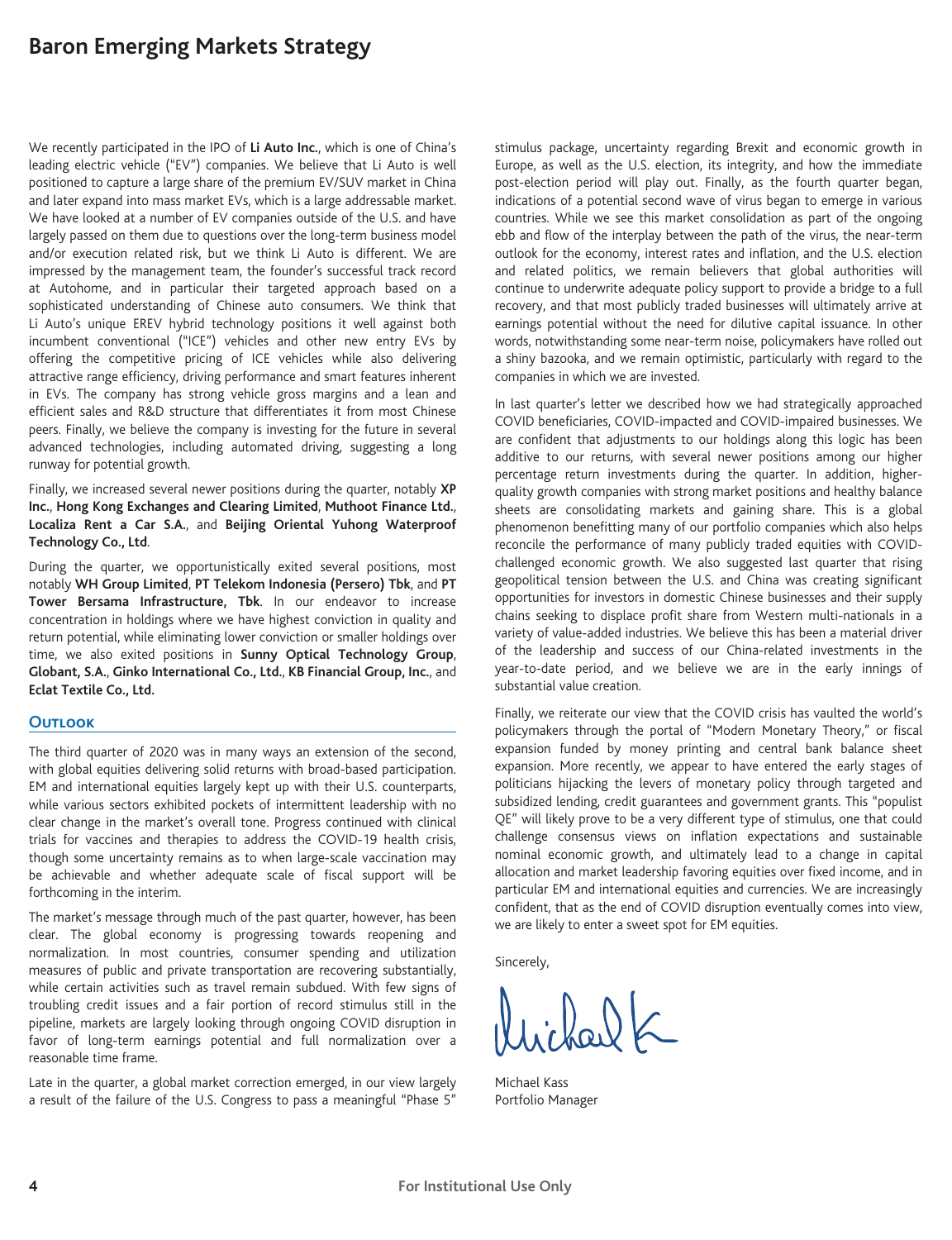We recently participated in the IPO of **Li Auto Inc.**, which is one of China's leading electric vehicle ("EV") companies. We believe that Li Auto is well positioned to capture a large share of the premium EV/SUV market in China and later expand into mass market EVs, which is a large addressable market. We have looked at a number of EV companies outside of the U.S. and have largely passed on them due to questions over the long-term business model and/or execution related risk, but we think Li Auto is different. We are impressed by the management team, the founder's successful track record at Autohome, and in particular their targeted approach based on a sophisticated understanding of Chinese auto consumers. We think that Li Auto's unique EREV hybrid technology positions it well against both incumbent conventional ("ICE") vehicles and other new entry EVs by offering the competitive pricing of ICE vehicles while also delivering attractive range efficiency, driving performance and smart features inherent in EVs. The company has strong vehicle gross margins and a lean and efficient sales and R&D structure that differentiates it from most Chinese peers. Finally, we believe the company is investing for the future in several advanced technologies, including automated driving, suggesting a long runway for potential growth.

Finally, we increased several newer positions during the quarter, notably **XP Inc.**, **Hong Kong Exchanges and Clearing Limited**, **Muthoot Finance Ltd.**, **Localiza Rent a Car S.A.**, and **Beijing Oriental Yuhong Waterproof Technology Co., Ltd**.

During the quarter, we opportunistically exited several positions, most notably **WH Group Limited**, **PT Telekom Indonesia (Persero) Tbk**, and **PT Tower Bersama Infrastructure, Tbk**. In our endeavor to increase concentration in holdings where we have highest conviction in quality and return potential, while eliminating lower conviction or smaller holdings over time, we also exited positions in **Sunny Optical Technology Group**, **Globant, S.A.**, **Ginko International Co., Ltd.**, **KB Financial Group, Inc.**, and **Eclat Textile Co., Ltd.**

## Outlook

The third quarter of 2020 was in many ways an extension of the second, with global equities delivering solid returns with broad-based participation. EM and international equities largely kept up with their U.S. counterparts, while various sectors exhibited pockets of intermittent leadership with no clear change in the market's overall tone. Progress continued with clinical trials for vaccines and therapies to address the COVID-19 health crisis, though some uncertainty remains as to when large-scale vaccination may be achievable and whether adequate scale of fiscal support will be forthcoming in the interim.

The market's message through much of the past quarter, however, has been clear. The global economy is progressing towards reopening and normalization. In most countries, consumer spending and utilization measures of public and private transportation are recovering substantially, while certain activities such as travel remain subdued. With few signs of troubling credit issues and a fair portion of record stimulus still in the pipeline, markets are largely looking through ongoing COVID disruption in favor of long-term earnings potential and full normalization over a reasonable time frame.

Late in the quarter, a global market correction emerged, in our view largely a result of the failure of the U.S. Congress to pass a meaningful "Phase 5" stimulus package, uncertainty regarding Brexit and economic growth in Europe, as well as the U.S. election, its integrity, and how the immediate post-election period will play out. Finally, as the fourth quarter began, indications of a potential second wave of virus began to emerge in various countries. While we see this market consolidation as part of the ongoing ebb and flow of the interplay between the path of the virus, the near-term outlook for the economy, interest rates and inflation, and the U.S. election and related politics, we remain believers that global authorities will continue to underwrite adequate policy support to provide a bridge to a full recovery, and that most publicly traded businesses will ultimately arrive at earnings potential without the need for dilutive capital issuance. In other words, notwithstanding some near-term noise, policymakers have rolled out a shiny bazooka, and we remain optimistic, particularly with regard to the companies in which we are invested.

In last quarter's letter we described how we had strategically approached COVID beneficiaries, COVID-impacted and COVID-impaired businesses. We are confident that adjustments to our holdings along this logic has been additive to our returns, with several newer positions among our higher percentage return investments during the quarter. In addition, higher-quality growth companies with strong market positions and healthy balance sheets are consolidating markets and gaining share. This is a global phenomenon benefitting many of our portfolio companies which also helps reconcile the performance of many publicly traded equities with COVID-challenged economic growth. We also suggested last quarter that rising geopolitical tension between the U.S. and China was creating significant opportunities for investors in domestic Chinese businesses and their supply chains seeking to displace profit share from Western multi-nationals in a variety of value-added industries. We believe this has been a material driver of the leadership and success of our China-related investments in the year-to-date period, and we believe we are in the early innings of substantial value creation.

Finally, we reiterate our view that the COVID crisis has vaulted the world's policymakers through the portal of "Modern Monetary Theory," or fiscal expansion funded by money printing and central bank balance sheet expansion. More recently, we appear to have entered the early stages of politicians hijacking the levers of monetary policy through targeted and subsidized lending, credit guarantees and government grants. This "populist QE" will likely prove to be a very different type of stimulus, one that could challenge consensus views on inflation expectations and sustainable nominal economic growth, and ultimately lead to a change in capital allocation and market leadership favoring equities over fixed income, and in particular EM and international equities and currencies. We are increasingly confident, that as the end of COVID disruption eventually comes into view, we are likely to enter a sweet spot for EM equities.

Sincerely,

Michael Kass
Portfolio Manager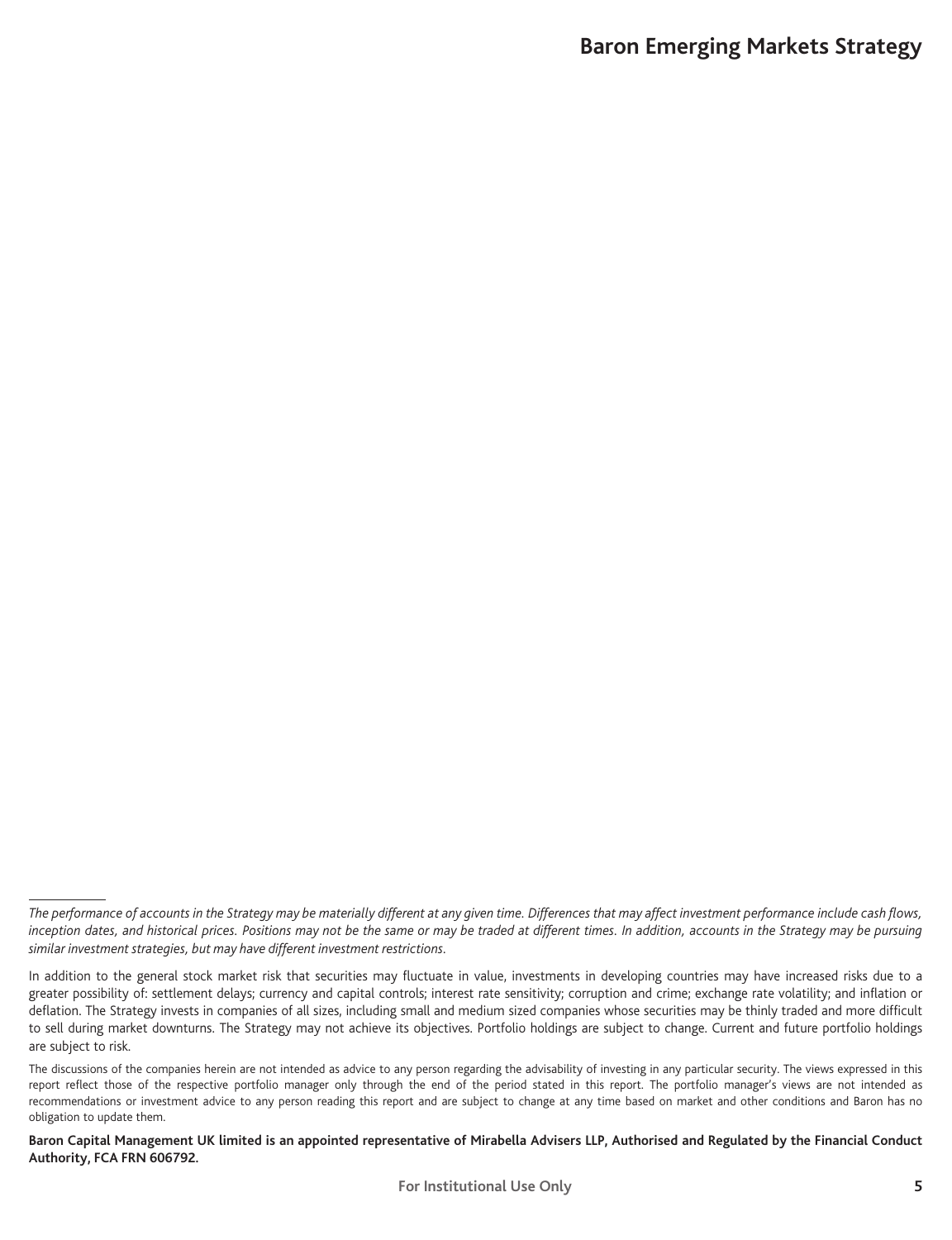---

*The performance of accounts in the Strategy may be materially different at any given time. Differences that may affect investment performance include cash flows, inception dates, and historical prices. Positions may not be the same or may be traded at different times. In addition, accounts in the Strategy may be pursuing similar investment strategies, but may have different investment restrictions.*

In addition to the general stock market risk that securities may fluctuate in value, investments in developing countries may have increased risks due to a greater possibility of: settlement delays; currency and capital controls; interest rate sensitivity; corruption and crime; exchange rate volatility; and inflation or deflation. The Strategy invests in companies of all sizes, including small and medium sized companies whose securities may be thinly traded and more difficult to sell during market downturns. The Strategy may not achieve its objectives. Portfolio holdings are subject to change. Current and future portfolio holdings are subject to risk.

The discussions of the companies herein are not intended as advice to any person regarding the advisability of investing in any particular security. The views expressed in this report reflect those of the respective portfolio manager only through the end of the period stated in this report. The portfolio manager's views are not intended as recommendations or investment advice to any person reading this report and are subject to change at any time based on market and other conditions and Baron has no obligation to update them.

**Baron Capital Management UK limited is an appointed representative of Mirabella Advisers LLP, Authorised and Regulated by the Financial Conduct Authority, FCA FRN 606792.**